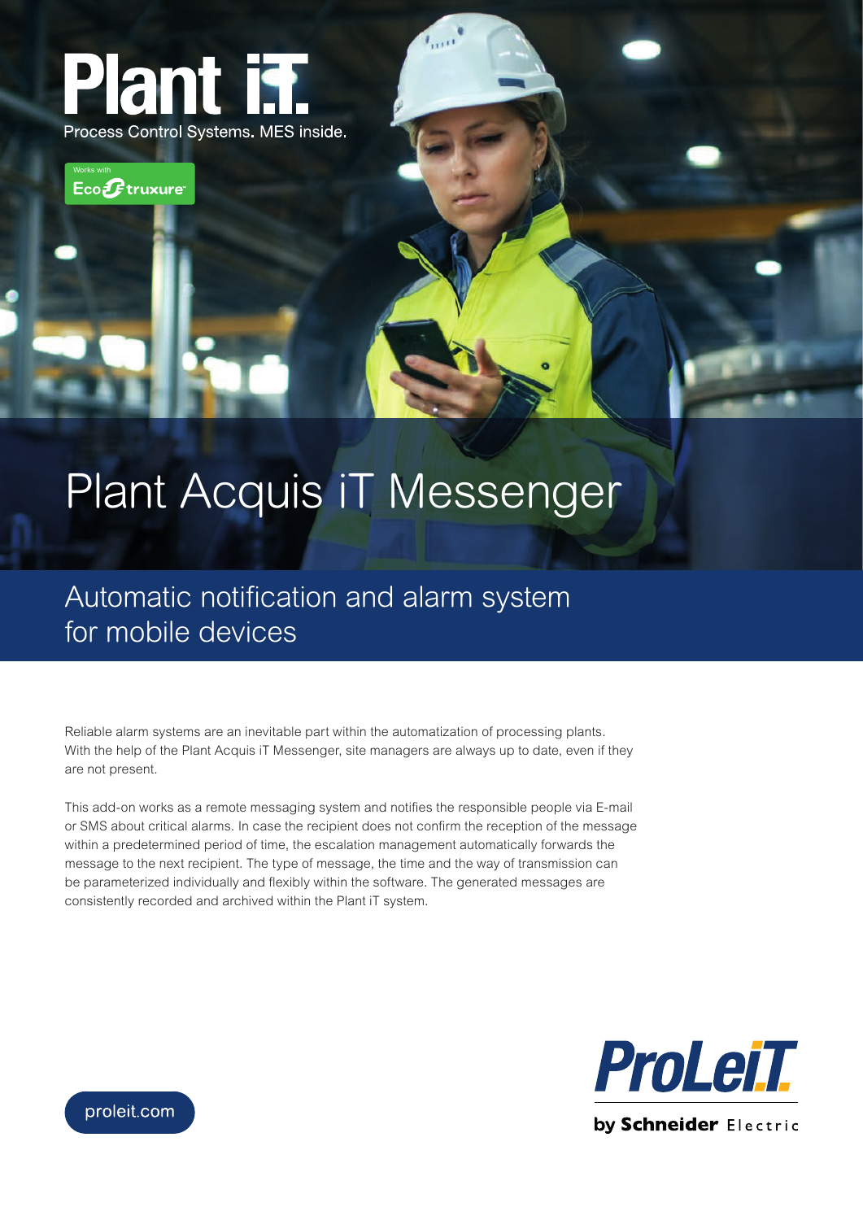Plant iT

Process Control Systems. MES inside.

Works with EcoStruxure

# Plant Acquis iT Messenger

## Automatic notification and alarm system for mobile devices

Reliable alarm systems are an inevitable part within the automatization of processing plants. With the help of the Plant Acquis iT Messenger, site managers are always up to date, even if they are not present.

This add-on works as a remote messaging system and notifies the responsible people via E-mail or SMS about critical alarms. In case the recipient does not confirm the reception of the message within a predetermined period of time, the escalation management automatically forwards the message to the next recipient. The type of message, the time and the way of transmission can be parameterized individually and flexibly within the software. The generated messages are consistently recorded and archived within the Plant iT system.

proleit.com

ProLeiT by Schneider Electric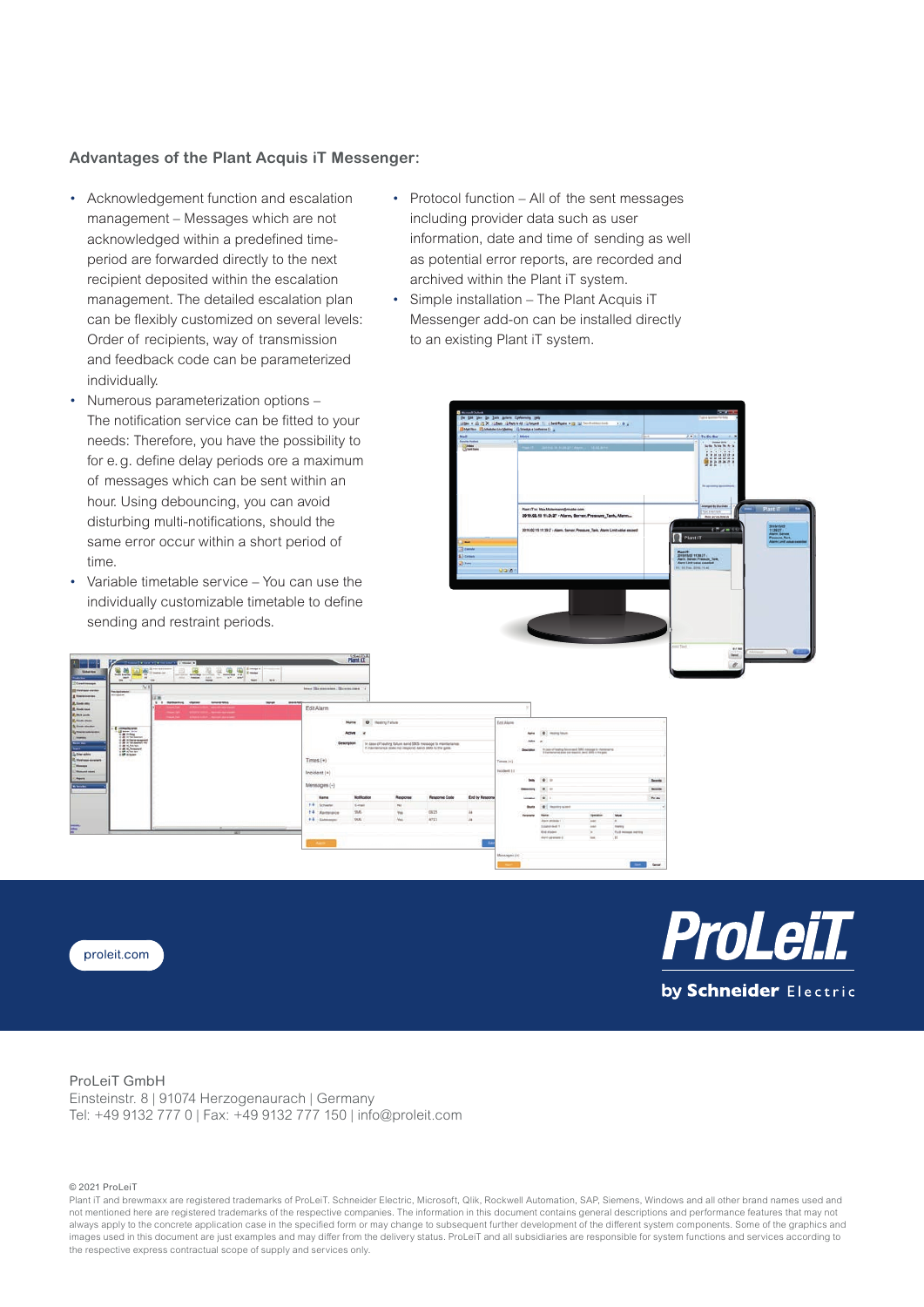### Advantages of the Plant Acquis iT Messenger:

- Acknowledgement function and escalation management – Messages which are not acknowledged within a predefined time-period are forwarded directly to the next recipient deposited within the escalation management. The detailed escalation plan can be flexibly customized on several levels: Order of recipients, way of transmission and feedback code can be parameterized individually.
- Numerous parameterization options – The notification service can be fitted to your needs: Therefore, you have the possibility to for e. g. define delay periods ore a maximum of messages which can be sent within an hour. Using debouncing, you can avoid disturbing multi-notifications, should the same error occur within a short period of time.
- Variable timetable service – You can use the individually customizable timetable to define sending and restraint periods.
- Protocol function – All of the sent messages including provider data such as user information, date and time of sending as well as potential error reports, are recorded and archived within the Plant iT system.
- Simple installation – The Plant Acquis iT Messenger add-on can be installed directly to an existing Plant iT system.

proleit.com

ProLeiT
by Schneider Electric

ProLeiT GmbH
Einsteinstr. 8 | 91074 Herzogenaurach | Germany
Tel: +49 9132 777 0 | Fax: +49 9132 777 150 | info@proleit.com

© 2021 ProLeiT
Plant iT and brewmaxx are registered trademarks of ProLeiT. Schneider Electric, Microsoft, Qlik, Rockwell Automation, SAP, Siemens, Windows and all other brand names used and not mentioned here are registered trademarks of the respective companies. The information in this document contains general descriptions and performance features that may not always apply to the concrete application case in the specified form or may change to subsequent further development of the different system components. Some of the graphics and images used in this document are just examples and may differ from the delivery status. ProLeiT and all subsidiaries are responsible for system functions and services according to the respective express contractual scope of supply and services only.